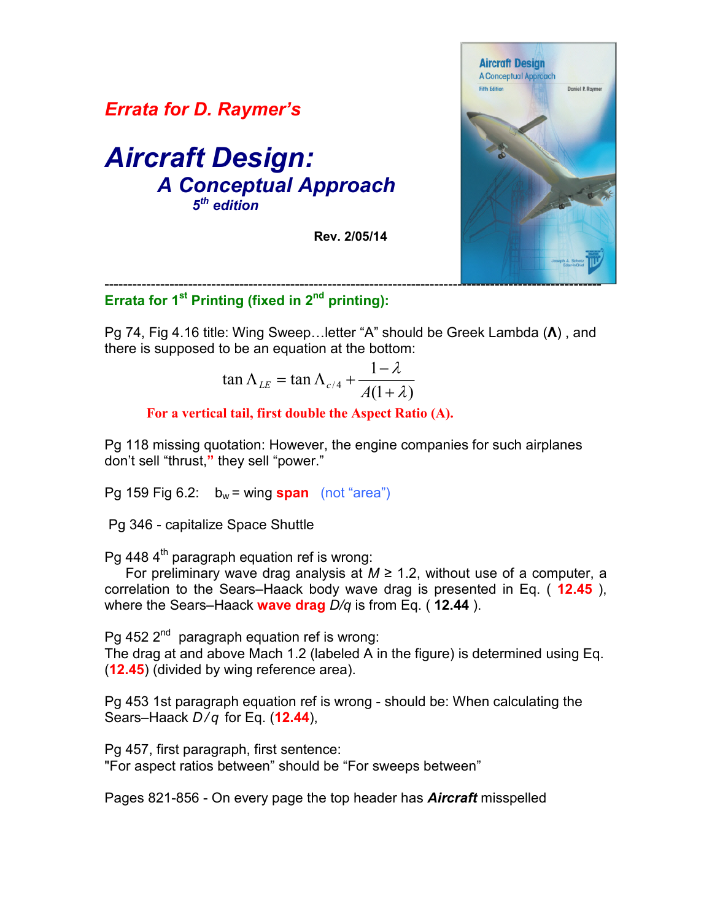# *Errata for D. Raymer's*

# *Aircraft Design: A Conceptual Approach*

***5th edition***

**Rev. 2/05/14**

---

## Errata for 1st Printing (fixed in 2nd printing):

Pg 74, Fig 4.16 title: Wing Sweep…letter "A" should be Greek Lambda (**Λ**) , and there is supposed to be an equation at the bottom:

$$\tan \Lambda_{LE} = \tan \Lambda_{c/4} + \frac{1-\lambda}{A(1+\lambda)}$$

**For a vertical tail, first double the Aspect Ratio (A).**

Pg 118 missing quotation: However, the engine companies for such airplanes don't sell "thrust," they sell "power."

Pg 159 Fig 6.2: $b_w$ = wing **span** (not "area")

Pg 346 - capitalize Space Shuttle

Pg 448 4th paragraph equation ref is wrong:
For preliminary wave drag analysis at $M \geq 1.2$, without use of a computer, a correlation to the Sears–Haack body wave drag is presented in Eq. ( **12.45** ), where the Sears–Haack **wave drag** $D/q$ is from Eq. ( **12.44** ).

Pg 452 2nd paragraph equation ref is wrong:
The drag at and above Mach 1.2 (labeled A in the figure) is determined using Eq. (**12.45**) (divided by wing reference area).

Pg 453 1st paragraph equation ref is wrong - should be: When calculating the Sears–Haack $D/q$ for Eq. (**12.44**),

Pg 457, first paragraph, first sentence:
"For aspect ratios between" should be "For sweeps between"

Pages 821-856 - On every page the top header has ***Aircraft*** misspelled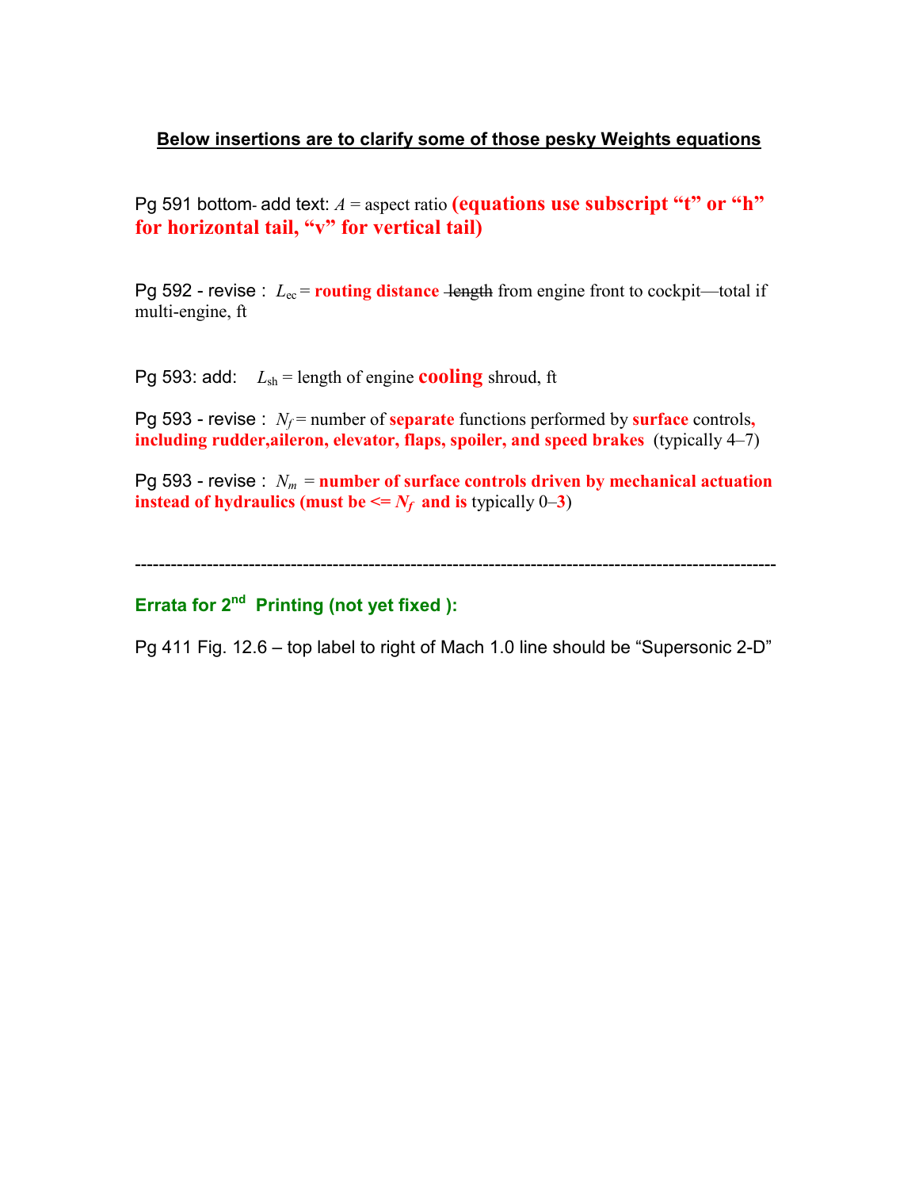**Below insertions are to clarify some of those pesky Weights equations**

Pg 591 bottom- add text: $A$ = aspect ratio **(equations use subscript "t" or "h" for horizontal tail, "v" for vertical tail)**

Pg 592 - revise : $L_{ec}$ = **routing distance** ~~length~~ from engine front to cockpit—total if multi-engine, ft

Pg 593: add: $L_{sh}$ = length of engine **cooling** shroud, ft

Pg 593 - revise : $N_f$ = number of **separate** functions performed by **surface** controls**, including rudder,aileron, elevator, flaps, spoiler, and speed brakes** (typically 4–7)

Pg 593 - revise : $N_m$ = **number of surface controls driven by mechanical actuation instead of hydraulics (must be <= $N_f$ and is** typically 0–**3**)

---

**Errata for 2nd Printing (not yet fixed ):**

Pg 411 Fig. 12.6 – top label to right of Mach 1.0 line should be "Supersonic 2-D"